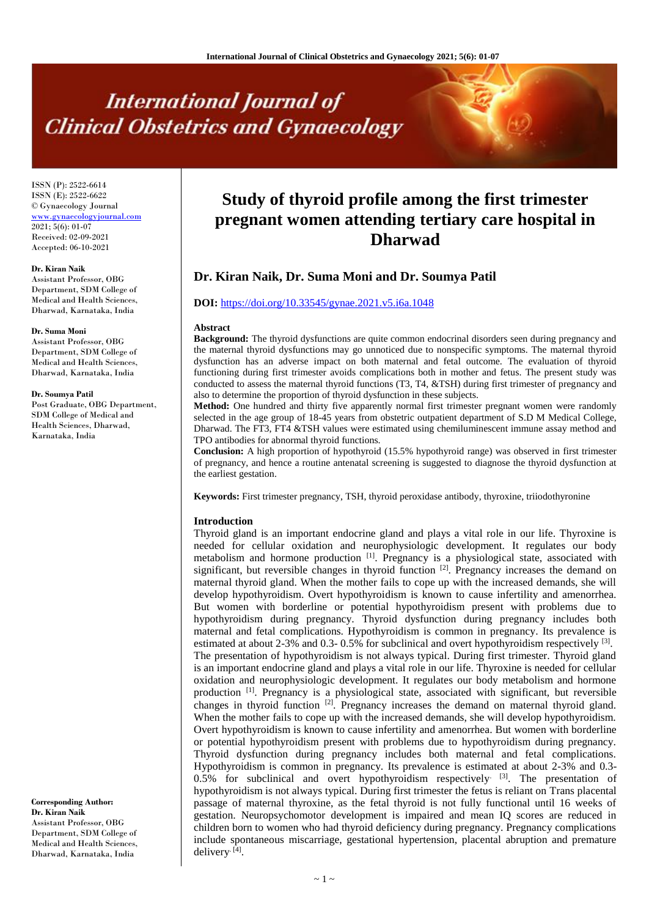# Study of thyroid profile among the first trimester pregnant women attending tertiary care hospital in Dharwad

**Dr. Kiran Naik, Dr. Suma Moni and Dr. Soumya Patil**

**DOI:** https://doi.org/10.33545/gynae.2021.v5.i6a.1048

ISSN (P): 2522-6614
ISSN (E): 2522-6622
© Gynaecology Journal
www.gynaecologyjournal.com
2021; 5(6): 01-07
Received: 02-09-2021
Accepted: 06-10-2021

**Dr. Kiran Naik**
Assistant Professor, OBG Department, SDM College of Medical and Health Sciences, Dharwad, Karnataka, India

**Dr. Suma Moni**
Assistant Professor, OBG Department, SDM College of Medical and Health Sciences, Dharwad, Karnataka, India

**Dr. Soumya Patil**
Post Graduate, OBG Department, SDM College of Medical and Health Sciences, Dharwad, Karnataka, India

**Corresponding Author:**
**Dr. Kiran Naik**
Assistant Professor, OBG Department, SDM College of Medical and Health Sciences, Dharwad, Karnataka, India

## Abstract

**Background:** The thyroid dysfunctions are quite common endocrinal disorders seen during pregnancy and the maternal thyroid dysfunctions may go unnoticed due to nonspecific symptoms. The maternal thyroid dysfunction has an adverse impact on both maternal and fetal outcome. The evaluation of thyroid functioning during first trimester avoids complications both in mother and fetus. The present study was conducted to assess the maternal thyroid functions (T3, T4, &TSH) during first trimester of pregnancy and also to determine the proportion of thyroid dysfunction in these subjects.

**Method:** One hundred and thirty five apparently normal first trimester pregnant women were randomly selected in the age group of 18-45 years from obstetric outpatient department of S.D M Medical College, Dharwad. The FT3, FT4 &TSH values were estimated using chemiluminescent immune assay method and TPO antibodies for abnormal thyroid functions.

**Conclusion:** A high proportion of hypothyroid (15.5% hypothyroid range) was observed in first trimester of pregnancy, and hence a routine antenatal screening is suggested to diagnose the thyroid dysfunction at the earliest gestation.

**Keywords:** First trimester pregnancy, TSH, thyroid peroxidase antibody, thyroxine, triiodothyronine

## Introduction

Thyroid gland is an important endocrine gland and plays a vital role in our life. Thyroxine is needed for cellular oxidation and neurophysiologic development. It regulates our body metabolism and hormone production [1]. Pregnancy is a physiological state, associated with significant, but reversible changes in thyroid function [2]. Pregnancy increases the demand on maternal thyroid gland. When the mother fails to cope up with the increased demands, she will develop hypothyroidism. Overt hypothyroidism is known to cause infertility and amenorrhea. But women with borderline or potential hypothyroidism present with problems due to hypothyroidism during pregnancy. Thyroid dysfunction during pregnancy includes both maternal and fetal complications. Hypothyroidism is common in pregnancy. Its prevalence is estimated at about 2-3% and 0.3- 0.5% for subclinical and overt hypothyroidism respectively [3].

The presentation of hypothyroidism is not always typical. During first trimester. Thyroid gland is an important endocrine gland and plays a vital role in our life. Thyroxine is needed for cellular oxidation and neurophysiologic development. It regulates our body metabolism and hormone production [1]. Pregnancy is a physiological state, associated with significant, but reversible changes in thyroid function [2]. Pregnancy increases the demand on maternal thyroid gland. When the mother fails to cope up with the increased demands, she will develop hypothyroidism. Overt hypothyroidism is known to cause infertility and amenorrhea. But women with borderline or potential hypothyroidism present with problems due to hypothyroidism during pregnancy. Thyroid dysfunction during pregnancy includes both maternal and fetal complications. Hypothyroidism is common in pregnancy. Its prevalence is estimated at about 2-3% and 0.3-0.5% for subclinical and overt hypothyroidism respectively. [3]. The presentation of hypothyroidism is not always typical. During first trimester the fetus is reliant on Trans placental passage of maternal thyroxine, as the fetal thyroid is not fully functional until 16 weeks of gestation. Neuropsychomotor development is impaired and mean IQ scores are reduced in children born to women who had thyroid deficiency during pregnancy. Pregnancy complications include spontaneous miscarriage, gestational hypertension, placental abruption and premature delivery. [4].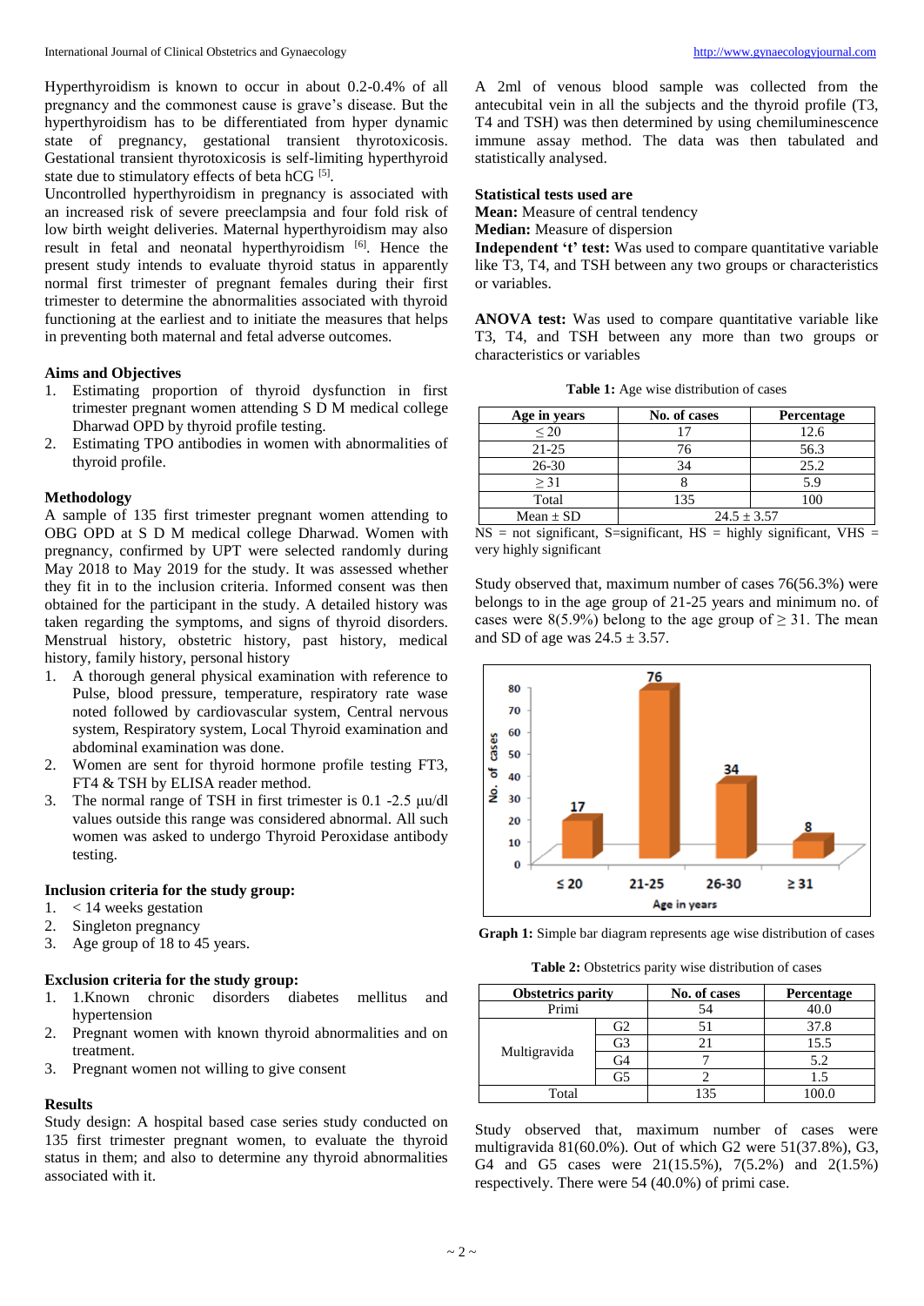Hyperthyroidism is known to occur in about 0.2-0.4% of all pregnancy and the commonest cause is grave's disease. But the hyperthyroidism has to be differentiated from hyper dynamic state of pregnancy, gestational transient thyrotoxicosis. Gestational transient thyrotoxicosis is self-limiting hyperthyroid state due to stimulatory effects of beta hCG [5].

Uncontrolled hyperthyroidism in pregnancy is associated with an increased risk of severe preeclampsia and four fold risk of low birth weight deliveries. Maternal hyperthyroidism may also result in fetal and neonatal hyperthyroidism [6]. Hence the present study intends to evaluate thyroid status in apparently normal first trimester of pregnant females during their first trimester to determine the abnormalities associated with thyroid functioning at the earliest and to initiate the measures that helps in preventing both maternal and fetal adverse outcomes.

## Aims and Objectives

1. Estimating proportion of thyroid dysfunction in first trimester pregnant women attending S D M medical college Dharwad OPD by thyroid profile testing.
2. Estimating TPO antibodies in women with abnormalities of thyroid profile.

## Methodology

A sample of 135 first trimester pregnant women attending to OBG OPD at S D M medical college Dharwad. Women with pregnancy, confirmed by UPT were selected randomly during May 2018 to May 2019 for the study. It was assessed whether they fit in to the inclusion criteria. Informed consent was then obtained for the participant in the study. A detailed history was taken regarding the symptoms, and signs of thyroid disorders. Menstrual history, obstetric history, past history, medical history, family history, personal history

1. A thorough general physical examination with reference to Pulse, blood pressure, temperature, respiratory rate wase noted followed by cardiovascular system, Central nervous system, Respiratory system, Local Thyroid examination and abdominal examination was done.
2. Women are sent for thyroid hormone profile testing FT3, FT4 & TSH by ELISA reader method.
3. The normal range of TSH in first trimester is 0.1 -2.5 µu/dl values outside this range was considered abnormal. All such women was asked to undergo Thyroid Peroxidase antibody testing.

### Inclusion criteria for the study group:

1. < 14 weeks gestation
2. Singleton pregnancy
3. Age group of 18 to 45 years.

### Exclusion criteria for the study group:

1. 1.Known chronic disorders diabetes mellitus and hypertension
2. Pregnant women with known thyroid abnormalities and on treatment.
3. Pregnant women not willing to give consent

## Results

Study design: A hospital based case series study conducted on 135 first trimester pregnant women, to evaluate the thyroid status in them; and also to determine any thyroid abnormalities associated with it.

A 2ml of venous blood sample was collected from the antecubital vein in all the subjects and the thyroid profile (T3, T4 and TSH) was then determined by using chemiluminescence immune assay method. The data was then tabulated and statistically analysed.

**Statistical tests used are**

**Mean:** Measure of central tendency

**Median:** Measure of dispersion

**Independent 't' test:** Was used to compare quantitative variable like T3, T4, and TSH between any two groups or characteristics or variables.

**ANOVA test:** Was used to compare quantitative variable like T3, T4, and TSH between any more than two groups or characteristics or variables

**Table 1:** Age wise distribution of cases

| Age in years | No. of cases | Percentage |
|---|---|---|
| ≤ 20 | 17 | 12.6 |
| 21-25 | 76 | 56.3 |
| 26-30 | 34 | 25.2 |
| ≥ 31 | 8 | 5.9 |
| Total | 135 | 100 |
| Mean ± SD | 24.5 ± 3.57 | |

NS = not significant, S=significant, HS = highly significant, VHS = very highly significant

Study observed that, maximum number of cases 76(56.3%) were belongs to in the age group of 21-25 years and minimum no. of cases were 8(5.9%) belong to the age group of ≥ 31. The mean and SD of age was 24.5 ± 3.57.

**Graph 1:** Simple bar diagram represents age wise distribution of cases

**Table 2:** Obstetrics parity wise distribution of cases

| Obstetrics parity | | No. of cases | Percentage |
|---|---|---|---|
| Primi | | 54 | 40.0 |
| Multigravida | G2 | 51 | 37.8 |
| | G3 | 21 | 15.5 |
| | G4 | 7 | 5.2 |
| | G5 | 2 | 1.5 |
| Total | | 135 | 100.0 |

Study observed that, maximum number of cases were multigravida 81(60.0%). Out of which G2 were 51(37.8%), G3, G4 and G5 cases were 21(15.5%), 7(5.2%) and 2(1.5%) respectively. There were 54 (40.0%) of primi case.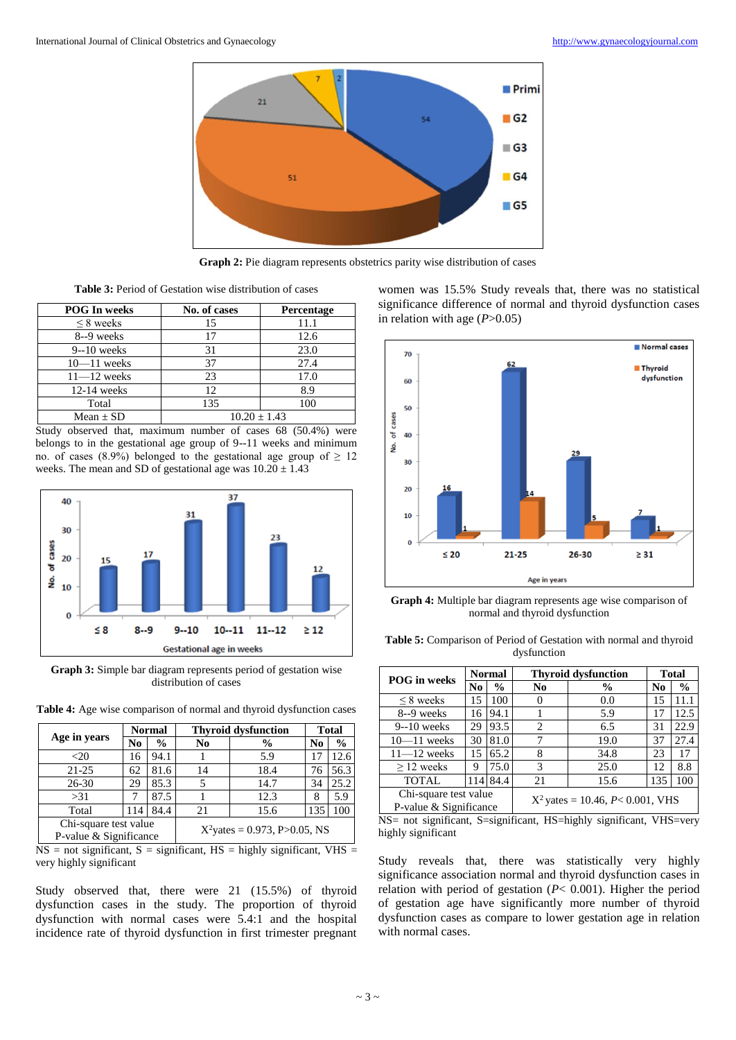**Graph 2:** Pie diagram represents obstetrics parity wise distribution of cases

**Table 3:** Period of Gestation wise distribution of cases

| POG In weeks | No. of cases | Percentage |
|---|---|---|
| ≤ 8 weeks | 15 | 11.1 |
| 8--9 weeks | 17 | 12.6 |
| 9--10 weeks | 31 | 23.0 |
| 10—11 weeks | 37 | 27.4 |
| 11—12 weeks | 23 | 17.0 |
| 12-14 weeks | 12 | 8.9 |
| Total | 135 | 100 |
| Mean ± SD | 10.20 ± 1.43 | |

Study observed that, maximum number of cases 68 (50.4%) were belongs to in the gestational age group of 9--11 weeks and minimum no. of cases (8.9%) belonged to the gestational age group of ≥ 12 weeks. The mean and SD of gestational age was 10.20 ± 1.43

**Graph 3:** Simple bar diagram represents period of gestation wise distribution of cases

**Table 4:** Age wise comparison of normal and thyroid dysfunction cases

| Age in years | Normal | | Thyroid dysfunction | | Total | |
|---|---|---|---|---|---|---|
| | No | % | No | % | No | % |
| <20 | 16 | 94.1 | 1 | 5.9 | 17 | 12.6 |
| 21-25 | 62 | 81.6 | 14 | 18.4 | 76 | 56.3 |
| 26-30 | 29 | 85.3 | 5 | 14.7 | 34 | 25.2 |
| >31 | 7 | 87.5 | 1 | 12.3 | 8 | 5.9 |
| Total | 114 | 84.4 | 21 | 15.6 | 135 | 100 |
| Chi-square test value P-value & Significance | $X^2$yates = 0.973, P>0.05, NS | | | | | |

NS = not significant, S = significant, HS = highly significant, VHS = very highly significant

Study observed that, there were 21 (15.5%) of thyroid dysfunction cases in the study. The proportion of thyroid dysfunction with normal cases were 5.4:1 and the hospital incidence rate of thyroid dysfunction in first trimester pregnant women was 15.5% Study reveals that, there was no statistical significance difference of normal and thyroid dysfunction cases in relation with age (*P*>0.05)

**Graph 4:** Multiple bar diagram represents age wise comparison of normal and thyroid dysfunction

**Table 5:** Comparison of Period of Gestation with normal and thyroid dysfunction

| POG in weeks | Normal | | Thyroid dysfunction | | Total | |
|---|---|---|---|---|---|---|
| | No | % | No | % | No | % |
| ≤ 8 weeks | 15 | 100 | 0 | 0.0 | 15 | 11.1 |
| 8--9 weeks | 16 | 94.1 | 1 | 5.9 | 17 | 12.5 |
| 9--10 weeks | 29 | 93.5 | 2 | 6.5 | 31 | 22.9 |
| 10—11 weeks | 30 | 81.0 | 7 | 19.0 | 37 | 27.4 |
| 11—12 weeks | 15 | 65.2 | 8 | 34.8 | 23 | 17 |
| ≥ 12 weeks | 9 | 75.0 | 3 | 25.0 | 12 | 8.8 |
| TOTAL | 114 | 84.4 | 21 | 15.6 | 135 | 100 |
| Chi-square test value P-value & Significance | $X^2$ yates = 10.46, *P*< 0.001, VHS | | | | | |

NS= not significant, S=significant, HS=highly significant, VHS=very highly significant

Study reveals that, there was statistically very highly significance association normal and thyroid dysfunction cases in relation with period of gestation (*P*< 0.001). Higher the period of gestation age have significantly more number of thyroid dysfunction cases as compare to lower gestation age in relation with normal cases.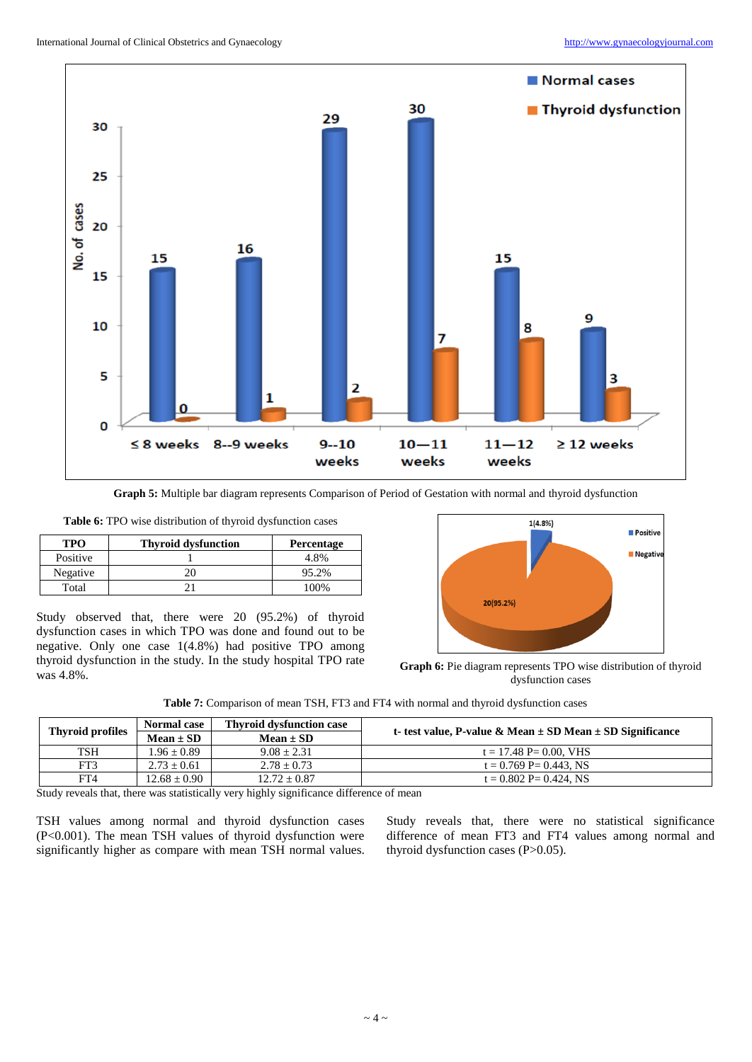**Graph 5:** Multiple bar diagram represents Comparison of Period of Gestation with normal and thyroid dysfunction

**Table 6:** TPO wise distribution of thyroid dysfunction cases

| TPO | Thyroid dysfunction | Percentage |
|---|---|---|
| Positive | 1 | 4.8% |
| Negative | 20 | 95.2% |
| Total | 21 | 100% |

Study observed that, there were 20 (95.2%) of thyroid dysfunction cases in which TPO was done and found out to be negative. Only one case 1(4.8%) had positive TPO among thyroid dysfunction in the study. In the study hospital TPO rate was 4.8%.

**Graph 6:** Pie diagram represents TPO wise distribution of thyroid dysfunction cases

**Table 7:** Comparison of mean TSH, FT3 and FT4 with normal and thyroid dysfunction cases

| Thyroid profiles | Normal case | Thyroid dysfunction case | t- test value, P-value & Mean ± SD Mean ± SD Significance |
|---|---|---|---|
| | Mean ± SD | Mean ± SD | |
| TSH | 1.96 ± 0.89 | 9.08 ± 2.31 | t = 17.48 P= 0.00, VHS |
| FT3 | 2.73 ± 0.61 | 2.78 ± 0.73 | t = 0.769 P= 0.443, NS |
| FT4 | 12.68 ± 0.90 | 12.72 ± 0.87 | t = 0.802 P= 0.424, NS |

Study reveals that, there was statistically very highly significance difference of mean TSH values among normal and thyroid dysfunction cases ($P<0.001$). The mean TSH values of thyroid dysfunction were significantly higher as compare with mean TSH normal values.

Study reveals that, there were no statistical significance difference of mean FT3 and FT4 values among normal and thyroid dysfunction cases ($P>0.05$).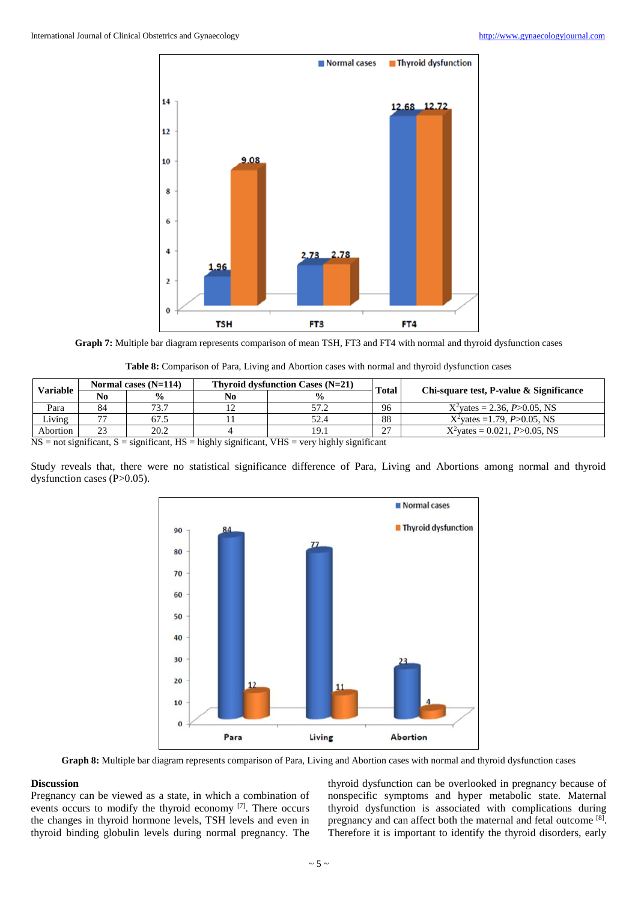**Graph 7:** Multiple bar diagram represents comparison of mean TSH, FT3 and FT4 with normal and thyroid dysfunction cases

**Table 8:** Comparison of Para, Living and Abortion cases with normal and thyroid dysfunction cases

| Variable | Normal cases (N=114) | | Thyroid dysfunction Cases (N=21) | | Total | Chi-square test, P-value & Significance |
|---|---|---|---|---|---|---|
| | No | % | No | % | | |
| Para | 84 | 73.7 | 12 | 57.2 | 96 | $X^2$yates = 2.36, *P*>0.05, NS |
| Living | 77 | 67.5 | 11 | 52.4 | 88 | $X^2$yates =1.79, *P*>0.05, NS |
| Abortion | 23 | 20.2 | 4 | 19.1 | 27 | $X^2$yates = 0.021, *P*>0.05, NS |

NS = not significant, S = significant, HS = highly significant, VHS = very highly significant

Study reveals that, there were no statistical significance difference of Para, Living and Abortions among normal and thyroid dysfunction cases (P>0.05).

**Graph 8:** Multiple bar diagram represents comparison of Para, Living and Abortion cases with normal and thyroid dysfunction cases

## Discussion

Pregnancy can be viewed as a state, in which a combination of events occurs to modify the thyroid economy [7]. There occurs the changes in thyroid hormone levels, TSH levels and even in thyroid binding globulin levels during normal pregnancy. The thyroid dysfunction can be overlooked in pregnancy because of nonspecific symptoms and hyper metabolic state. Maternal thyroid dysfunction is associated with complications during pregnancy and can affect both the maternal and fetal outcome [8]. Therefore it is important to identify the thyroid disorders, early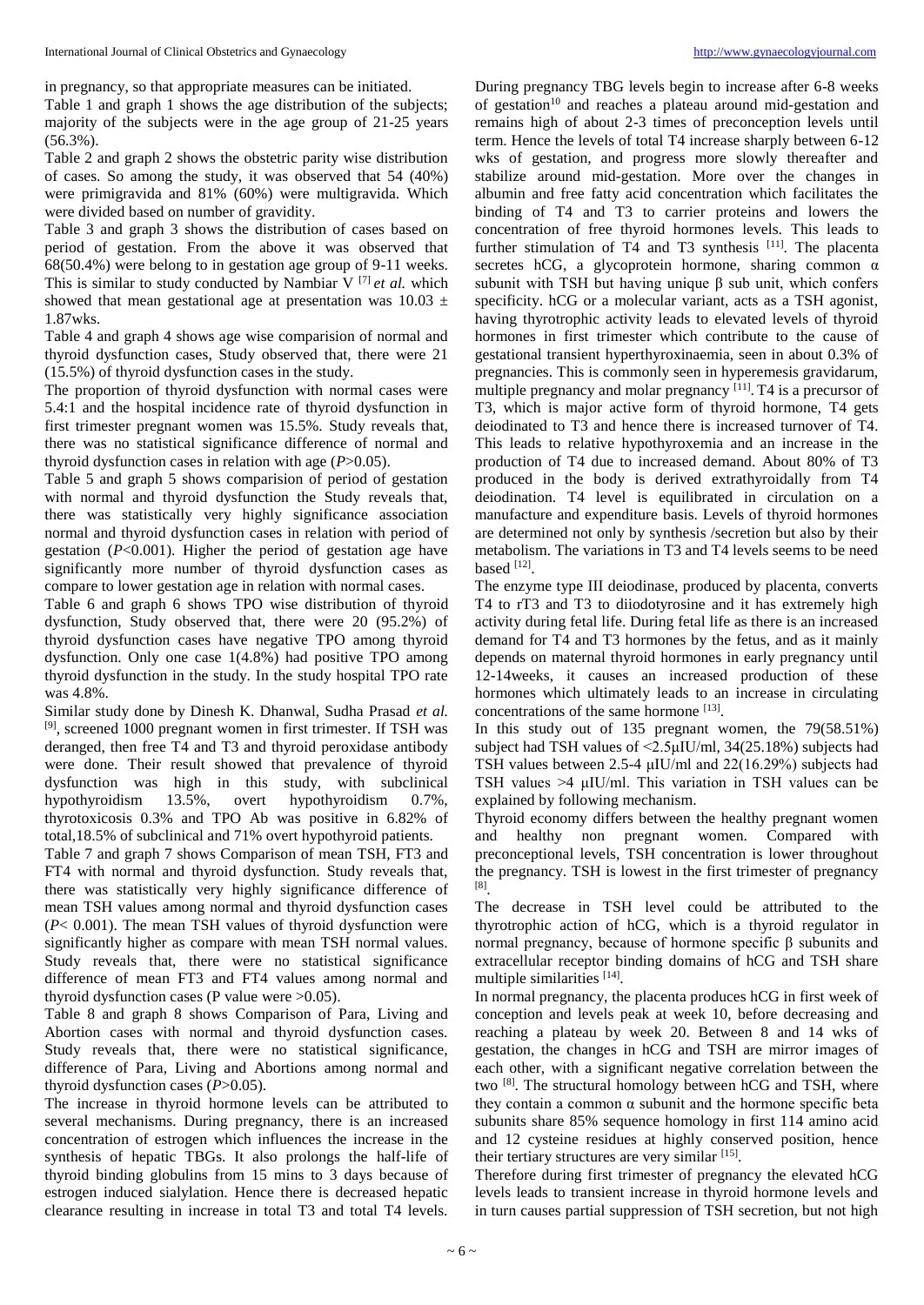in pregnancy, so that appropriate measures can be initiated.

Table 1 and graph 1 shows the age distribution of the subjects; majority of the subjects were in the age group of 21-25 years (56.3%).

Table 2 and graph 2 shows the obstetric parity wise distribution of cases. So among the study, it was observed that 54 (40%) were primigravida and 81% (60%) were multigravida. Which were divided based on number of gravidity.

Table 3 and graph 3 shows the distribution of cases based on period of gestation. From the above it was observed that 68(50.4%) were belong to in gestation age group of 9-11 weeks. This is similar to study conducted by Nambiar V [7] *et al.* which showed that mean gestational age at presentation was 10.03 ± 1.87wks.

Table 4 and graph 4 shows age wise comparision of normal and thyroid dysfunction cases, Study observed that, there were 21 (15.5%) of thyroid dysfunction cases in the study.

The proportion of thyroid dysfunction with normal cases were 5.4:1 and the hospital incidence rate of thyroid dysfunction in first trimester pregnant women was 15.5%. Study reveals that, there was no statistical significance difference of normal and thyroid dysfunction cases in relation with age ($P$>0.05).

Table 5 and graph 5 shows comparision of period of gestation with normal and thyroid dysfunction the Study reveals that, there was statistically very highly significance association normal and thyroid dysfunction cases in relation with period of gestation ($P$<0.001). Higher the period of gestation age have significantly more number of thyroid dysfunction cases as compare to lower gestation age in relation with normal cases.

Table 6 and graph 6 shows TPO wise distribution of thyroid dysfunction, Study observed that, there were 20 (95.2%) of thyroid dysfunction cases have negative TPO among thyroid dysfunction. Only one case 1(4.8%) had positive TPO among thyroid dysfunction in the study. In the study hospital TPO rate was 4.8%.

Similar study done by Dinesh K. Dhanwal, Sudha Prasad *et al.* [9], screened 1000 pregnant women in first trimester. If TSH was deranged, then free T4 and T3 and thyroid peroxidase antibody were done. Their result showed that prevalence of thyroid dysfunction was high in this study, with subclinical hypothyroidism 13.5%, overt hypothyroidism 0.7%, thyrotoxicosis 0.3% and TPO Ab was positive in 6.82% of total,18.5% of subclinical and 71% overt hypothyroid patients.

Table 7 and graph 7 shows Comparison of mean TSH, FT3 and FT4 with normal and thyroid dysfunction. Study reveals that, there was statistically very highly significance difference of mean TSH values among normal and thyroid dysfunction cases ($P$< 0.001). The mean TSH values of thyroid dysfunction were significantly higher as compare with mean TSH normal values. Study reveals that, there were no statistical significance difference of mean FT3 and FT4 values among normal and thyroid dysfunction cases (P value were >0.05).

Table 8 and graph 8 shows Comparison of Para, Living and Abortion cases with normal and thyroid dysfunction cases. Study reveals that, there were no statistical significance, difference of Para, Living and Abortions among normal and thyroid dysfunction cases ($P$>0.05).

The increase in thyroid hormone levels can be attributed to several mechanisms. During pregnancy, there is an increased concentration of estrogen which influences the increase in the synthesis of hepatic TBGs. It also prolongs the half-life of thyroid binding globulins from 15 mins to 3 days because of estrogen induced sialylation. Hence there is decreased hepatic clearance resulting in increase in total T3 and total T4 levels.

During pregnancy TBG levels begin to increase after 6-8 weeks of gestation[10] and reaches a plateau around mid-gestation and remains high of about 2-3 times of preconception levels until term. Hence the levels of total T4 increase sharply between 6-12 wks of gestation, and progress more slowly thereafter and stabilize around mid-gestation. More over the changes in albumin and free fatty acid concentration which facilitates the binding of T4 and T3 to carrier proteins and lowers the concentration of free thyroid hormones levels. This leads to further stimulation of T4 and T3 synthesis [11]. The placenta secretes hCG, a glycoprotein hormone, sharing common α subunit with TSH but having unique β sub unit, which confers specificity. hCG or a molecular variant, acts as a TSH agonist, having thyrotrophic activity leads to elevated levels of thyroid hormones in first trimester which contribute to the cause of gestational transient hyperthyroxinaemia, seen in about 0.3% of pregnancies. This is commonly seen in hyperemesis gravidarum, multiple pregnancy and molar pregnancy [11]. T4 is a precursor of T3, which is major active form of thyroid hormone, T4 gets deiodinated to T3 and hence there is increased turnover of T4. This leads to relative hypothyroxemia and an increase in the production of T4 due to increased demand. About 80% of T3 produced in the body is derived extrathyroidally from T4 deiodination. T4 level is equilibrated in circulation on a manufacture and expenditure basis. Levels of thyroid hormones are determined not only by synthesis /secretion but also by their metabolism. The variations in T3 and T4 levels seems to be need based [12].

The enzyme type III deiodinase, produced by placenta, converts T4 to rT3 and T3 to diiodotyrosine and it has extremely high activity during fetal life. During fetal life as there is an increased demand for T4 and T3 hormones by the fetus, and as it mainly depends on maternal thyroid hormones in early pregnancy until 12-14weeks, it causes an increased production of these hormones which ultimately leads to an increase in circulating concentrations of the same hormone [13].

In this study out of 135 pregnant women, the 79(58.51%) subject had TSH values of <2.5μIU/ml, 34(25.18%) subjects had TSH values between 2.5-4 μIU/ml and 22(16.29%) subjects had TSH values >4 μIU/ml. This variation in TSH values can be explained by following mechanism.

Thyroid economy differs between the healthy pregnant women and healthy non pregnant women. Compared with preconceptional levels, TSH concentration is lower throughout the pregnancy. TSH is lowest in the first trimester of pregnancy [8].

The decrease in TSH level could be attributed to the thyrotrophic action of hCG, which is a thyroid regulator in normal pregnancy, because of hormone specific β subunits and extracellular receptor binding domains of hCG and TSH share multiple similarities [14].

In normal pregnancy, the placenta produces hCG in first week of conception and levels peak at week 10, before decreasing and reaching a plateau by week 20. Between 8 and 14 wks of gestation, the changes in hCG and TSH are mirror images of each other, with a significant negative correlation between the two [8]. The structural homology between hCG and TSH, where they contain a common α subunit and the hormone specific beta subunits share 85% sequence homology in first 114 amino acid and 12 cysteine residues at highly conserved position, hence their tertiary structures are very similar [15].

Therefore during first trimester of pregnancy the elevated hCG levels leads to transient increase in thyroid hormone levels and in turn causes partial suppression of TSH secretion, but not high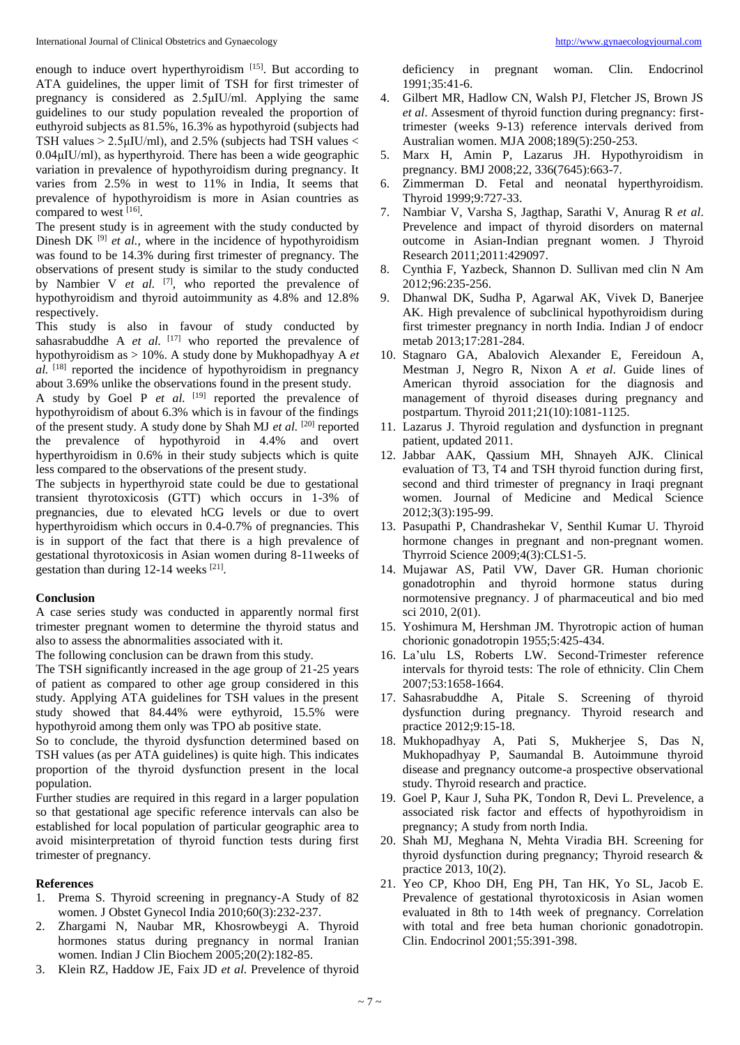enough to induce overt hyperthyroidism [15]. But according to ATA guidelines, the upper limit of TSH for first trimester of pregnancy is considered as 2.5μIU/ml. Applying the same guidelines to our study population revealed the proportion of euthyroid subjects as 81.5%, 16.3% as hypothyroid (subjects had TSH values > 2.5μIU/ml), and 2.5% (subjects had TSH values < 0.04μIU/ml), as hyperthyroid. There has been a wide geographic variation in prevalence of hypothyroidism during pregnancy. It varies from 2.5% in west to 11% in India, It seems that prevalence of hypothyroidism is more in Asian countries as compared to west [16].

The present study is in agreement with the study conducted by Dinesh DK [9] *et al.*, where in the incidence of hypothyroidism was found to be 14.3% during first trimester of pregnancy. The observations of present study is similar to the study conducted by Nambier V *et al.* [7], who reported the prevalence of hypothyroidism and thyroid autoimmunity as 4.8% and 12.8% respectively.

This study is also in favour of study conducted by sahasrabuddhe A *et al.* [17] who reported the prevalence of hypothyroidism as > 10%. A study done by Mukhopadhyay A *et al.* [18] reported the incidence of hypothyroidism in pregnancy about 3.69% unlike the observations found in the present study.

A study by Goel P *et al.* [19] reported the prevalence of hypothyroidism of about 6.3% which is in favour of the findings of the present study. A study done by Shah MJ *et al.* [20] reported the prevalence of hypothyroid in 4.4% and overt hyperthyroidism in 0.6% in their study subjects which is quite less compared to the observations of the present study.

The subjects in hyperthyroid state could be due to gestational transient thyrotoxicosis (GTT) which occurs in 1-3% of pregnancies, due to elevated hCG levels or due to overt hyperthyroidism which occurs in 0.4-0.7% of pregnancies. This is in support of the fact that there is a high prevalence of gestational thyrotoxicosis in Asian women during 8-11weeks of gestation than during 12-14 weeks [21].

## Conclusion

A case series study was conducted in apparently normal first trimester pregnant women to determine the thyroid status and also to assess the abnormalities associated with it.

The following conclusion can be drawn from this study.

The TSH significantly increased in the age group of 21-25 years of patient as compared to other age group considered in this study. Applying ATA guidelines for TSH values in the present study showed that 84.44% were eythyroid, 15.5% were hypothyroid among them only was TPO ab positive state.

So to conclude, the thyroid dysfunction determined based on TSH values (as per ATA guidelines) is quite high. This indicates proportion of the thyroid dysfunction present in the local population.

Further studies are required in this regard in a larger population so that gestational age specific reference intervals can also be established for local population of particular geographic area to avoid misinterpretation of thyroid function tests during first trimester of pregnancy.

## References

1. Prema S. Thyroid screening in pregnancy-A Study of 82 women. J Obstet Gynecol India 2010;60(3):232-237.
2. Zhargami N, Naubar MR, Khosrowbeygi A. Thyroid hormones status during pregnancy in normal Iranian women. Indian J Clin Biochem 2005;20(2):182-85.
3. Klein RZ, Haddow JE, Faix JD *et al.* Prevelence of thyroid deficiency in pregnant woman. Clin. Endocrinol 1991;35:41-6.
4. Gilbert MR, Hadlow CN, Walsh PJ, Fletcher JS, Brown JS *et al*. Assesment of thyroid function during pregnancy: first-trimester (weeks 9-13) reference intervals derived from Australian women. MJA 2008;189(5):250-253.
5. Marx H, Amin P, Lazarus JH. Hypothyroidism in pregnancy. BMJ 2008;22, 336(7645):663-7.
6. Zimmerman D. Fetal and neonatal hyperthyroidism. Thyroid 1999;9:727-33.
7. Nambiar V, Varsha S, Jagthap, Sarathi V, Anurag R *et al*. Prevelence and impact of thyroid disorders on maternal outcome in Asian-Indian pregnant women. J Thyroid Research 2011;2011:429097.
8. Cynthia F, Yazbeck, Shannon D. Sullivan med clin N Am 2012;96:235-256.
9. Dhanwal DK, Sudha P, Agarwal AK, Vivek D, Banerjee AK. High prevalence of subclinical hypothyroidism during first trimester pregnancy in north India. Indian J of endocr metab 2013;17:281-284.
10. Stagnaro GA, Abalovich Alexander E, Fereidoun A, Mestman J, Negro R, Nixon A *et al*. Guide lines of American thyroid association for the diagnosis and management of thyroid diseases during pregnancy and postpartum. Thyroid 2011;21(10):1081-1125.
11. Lazarus J. Thyroid regulation and dysfunction in pregnant patient, updated 2011.
12. Jabbar AAK, Qassium MH, Shnayeh AJK. Clinical evaluation of T3, T4 and TSH thyroid function during first, second and third trimester of pregnancy in Iraqi pregnant women. Journal of Medicine and Medical Science 2012;3(3):195-99.
13. Pasupathi P, Chandrashekar V, Senthil Kumar U. Thyroid hormone changes in pregnant and non-pregnant women. Thyrroid Science 2009;4(3):CLS1-5.
14. Mujawar AS, Patil VW, Daver GR. Human chorionic gonadotrophin and thyroid hormone status during normotensive pregnancy. J of pharmaceutical and bio med sci 2010, 2(01).
15. Yoshimura M, Hershman JM. Thyrotropic action of human chorionic gonadotropin 1955;5:425-434.
16. La'ulu LS, Roberts LW. Second-Trimester reference intervals for thyroid tests: The role of ethnicity. Clin Chem 2007;53:1658-1664.
17. Sahasrabuddhe A, Pitale S. Screening of thyroid dysfunction during pregnancy. Thyroid research and practice 2012;9:15-18.
18. Mukhopadhyay A, Pati S, Mukherjee S, Das N, Mukhopadhyay P, Saumandal B. Autoimmune thyroid disease and pregnancy outcome-a prospective observational study. Thyroid research and practice.
19. Goel P, Kaur J, Suha PK, Tondon R, Devi L. Prevelence, a associated risk factor and effects of hypothyroidism in pregnancy; A study from north India.
20. Shah MJ, Meghana N, Mehta Viradia BH. Screening for thyroid dysfunction during pregnancy; Thyroid research & practice 2013, 10(2).
21. Yeo CP, Khoo DH, Eng PH, Tan HK, Yo SL, Jacob E. Prevalence of gestational thyrotoxicosis in Asian women evaluated in 8th to 14th week of pregnancy. Correlation with total and free beta human chorionic gonadotropin. Clin. Endocrinol 2001;55:391-398.